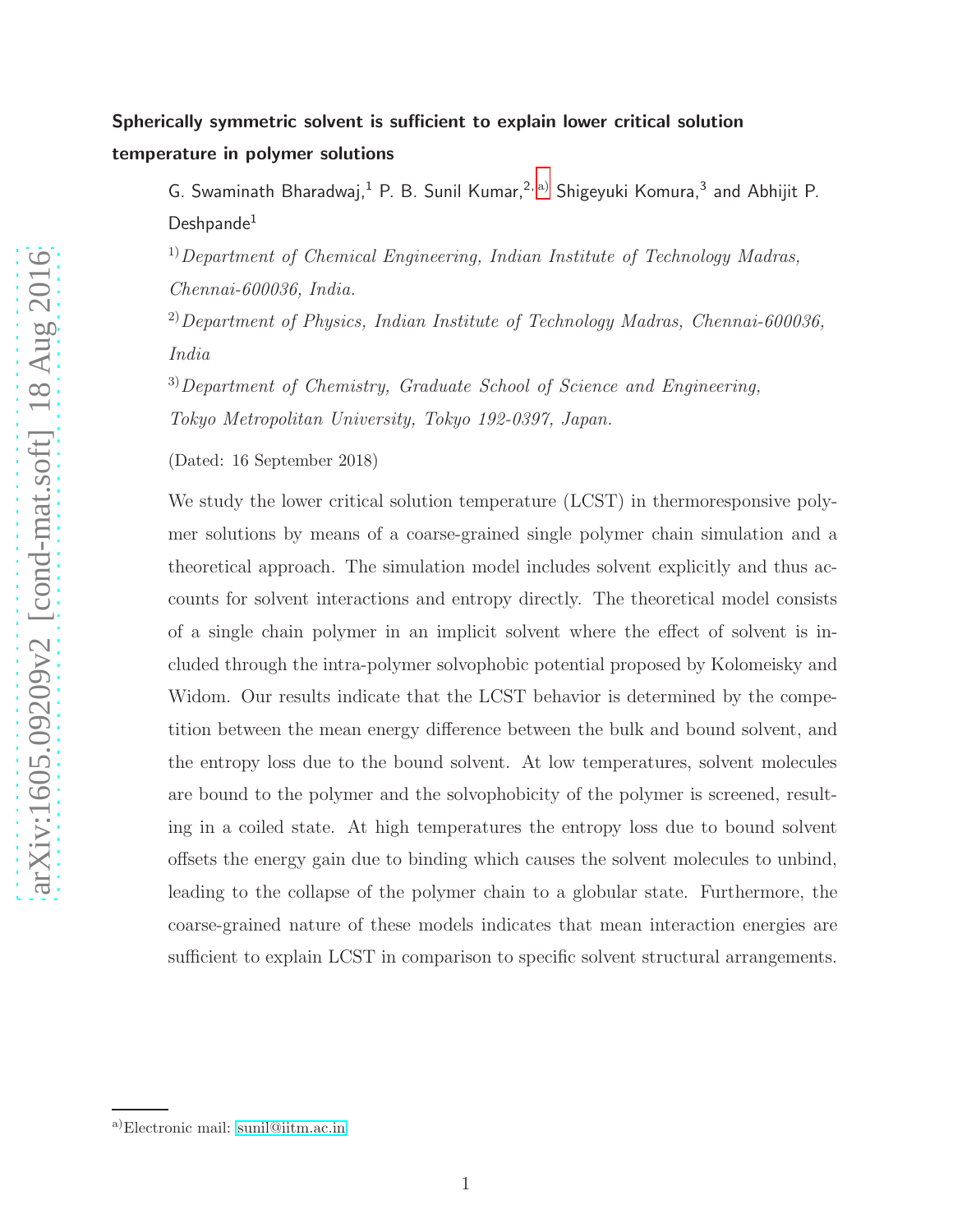# Spherically symmetric solvent is sufficient to explain lower critical solution temperature in polymer solutions

G. Swaminath Bharadwaj,[1] P. B. Sunil Kumar,[2,a] Shigeyuki Komura,[3] and Abhijit P. Deshpande[1]

[1] *Department of Chemical Engineering, Indian Institute of Technology Madras, Chennai-600036, India.*

[2] *Department of Physics, Indian Institute of Technology Madras, Chennai-600036, India*

[3] *Department of Chemistry, Graduate School of Science and Engineering, Tokyo Metropolitan University, Tokyo 192-0397, Japan.*

(Dated: 16 September 2018)

We study the lower critical solution temperature (LCST) in thermoresponsive polymer solutions by means of a coarse-grained single polymer chain simulation and a theoretical approach. The simulation model includes solvent explicitly and thus accounts for solvent interactions and entropy directly. The theoretical model consists of a single chain polymer in an implicit solvent where the effect of solvent is included through the intra-polymer solvophobic potential proposed by Kolomeisky and Widom. Our results indicate that the LCST behavior is determined by the competition between the mean energy difference between the bulk and bound solvent, and the entropy loss due to the bound solvent. At low temperatures, solvent molecules are bound to the polymer and the solvophobicity of the polymer is screened, resulting in a coiled state. At high temperatures the entropy loss due to bound solvent offsets the energy gain due to binding which causes the solvent molecules to unbind, leading to the collapse of the polymer chain to a globular state. Furthermore, the coarse-grained nature of these models indicates that mean interaction energies are sufficient to explain LCST in comparison to specific solvent structural arrangements.

[a] Electronic mail: sunil@iitm.ac.in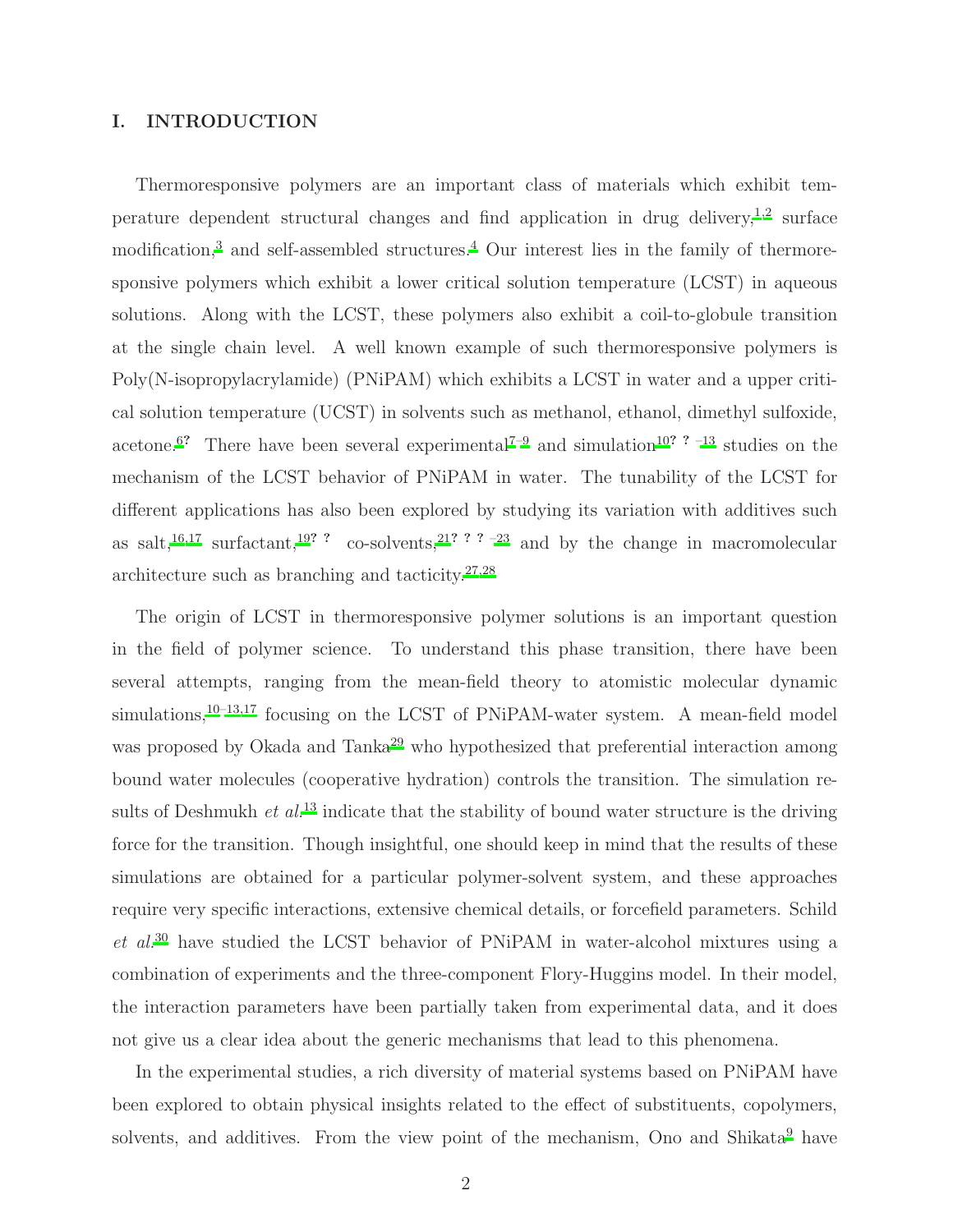## I. INTRODUCTION

Thermoresponsive polymers are an important class of materials which exhibit temperature dependent structural changes and find application in drug delivery,[1,2] surface modification,[3] and self-assembled structures.[4] Our interest lies in the family of thermoresponsive polymers which exhibit a lower critical solution temperature (LCST) in aqueous solutions. Along with the LCST, these polymers also exhibit a coil-to-globule transition at the single chain level. A well known example of such thermoresponsive polymers is Poly(N-isopropylacrylamide) (PNiPAM) which exhibits a LCST in water and a upper critical solution temperature (UCST) in solvents such as methanol, ethanol, dimethyl sulfoxide, acetone.[6?] There have been several experimental[7–9] and simulation[10? ? –13] studies on the mechanism of the LCST behavior of PNiPAM in water. The tunability of the LCST for different applications has also been explored by studying its variation with additives such as salt,[16,17] surfactant,[19? ?] co-solvents,[21? ? ? –23] and by the change in macromolecular architecture such as branching and tacticity.[27,28]

The origin of LCST in thermoresponsive polymer solutions is an important question in the field of polymer science. To understand this phase transition, there have been several attempts, ranging from the mean-field theory to atomistic molecular dynamic simulations,[10–13,17] focusing on the LCST of PNiPAM-water system. A mean-field model was proposed by Okada and Tanka[29] who hypothesized that preferential interaction among bound water molecules (cooperative hydration) controls the transition. The simulation results of Deshmukh *et al.*[13] indicate that the stability of bound water structure is the driving force for the transition. Though insightful, one should keep in mind that the results of these simulations are obtained for a particular polymer-solvent system, and these approaches require very specific interactions, extensive chemical details, or forcefield parameters. Schild *et al.*[30] have studied the LCST behavior of PNiPAM in water-alcohol mixtures using a combination of experiments and the three-component Flory-Huggins model. In their model, the interaction parameters have been partially taken from experimental data, and it does not give us a clear idea about the generic mechanisms that lead to this phenomena.

In the experimental studies, a rich diversity of material systems based on PNiPAM have been explored to obtain physical insights related to the effect of substituents, copolymers, solvents, and additives. From the view point of the mechanism, Ono and Shikata[9] have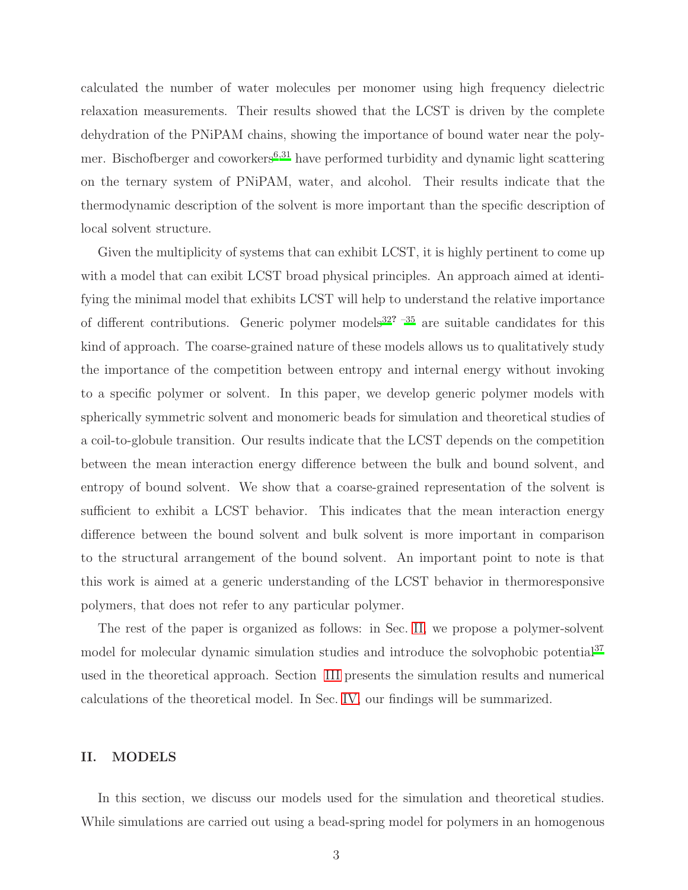calculated the number of water molecules per monomer using high frequency dielectric relaxation measurements. Their results showed that the LCST is driven by the complete dehydration of the PNiPAM chains, showing the importance of bound water near the polymer. Bischofberger and coworkers[6,31] have performed turbidity and dynamic light scattering on the ternary system of PNiPAM, water, and alcohol. Their results indicate that the thermodynamic description of the solvent is more important than the specific description of local solvent structure.

Given the multiplicity of systems that can exhibit LCST, it is highly pertinent to come up with a model that can exibit LCST broad physical principles. An approach aimed at identifying the minimal model that exhibits LCST will help to understand the relative importance of different contributions. Generic polymer models[32? –35] are suitable candidates for this kind of approach. The coarse-grained nature of these models allows us to qualitatively study the importance of the competition between entropy and internal energy without invoking to a specific polymer or solvent. In this paper, we develop generic polymer models with spherically symmetric solvent and monomeric beads for simulation and theoretical studies of a coil-to-globule transition. Our results indicate that the LCST depends on the competition between the mean interaction energy difference between the bulk and bound solvent, and entropy of bound solvent. We show that a coarse-grained representation of the solvent is sufficient to exhibit a LCST behavior. This indicates that the mean interaction energy difference between the bound solvent and bulk solvent is more important in comparison to the structural arrangement of the bound solvent. An important point to note is that this work is aimed at a generic understanding of the LCST behavior in thermoresponsive polymers, that does not refer to any particular polymer.

The rest of the paper is organized as follows: in Sec. II, we propose a polymer-solvent model for molecular dynamic simulation studies and introduce the solvophobic potential[37] used in the theoretical approach. Section III presents the simulation results and numerical calculations of the theoretical model. In Sec. IV, our findings will be summarized.

## II. MODELS

In this section, we discuss our models used for the simulation and theoretical studies. While simulations are carried out using a bead-spring model for polymers in an homogenous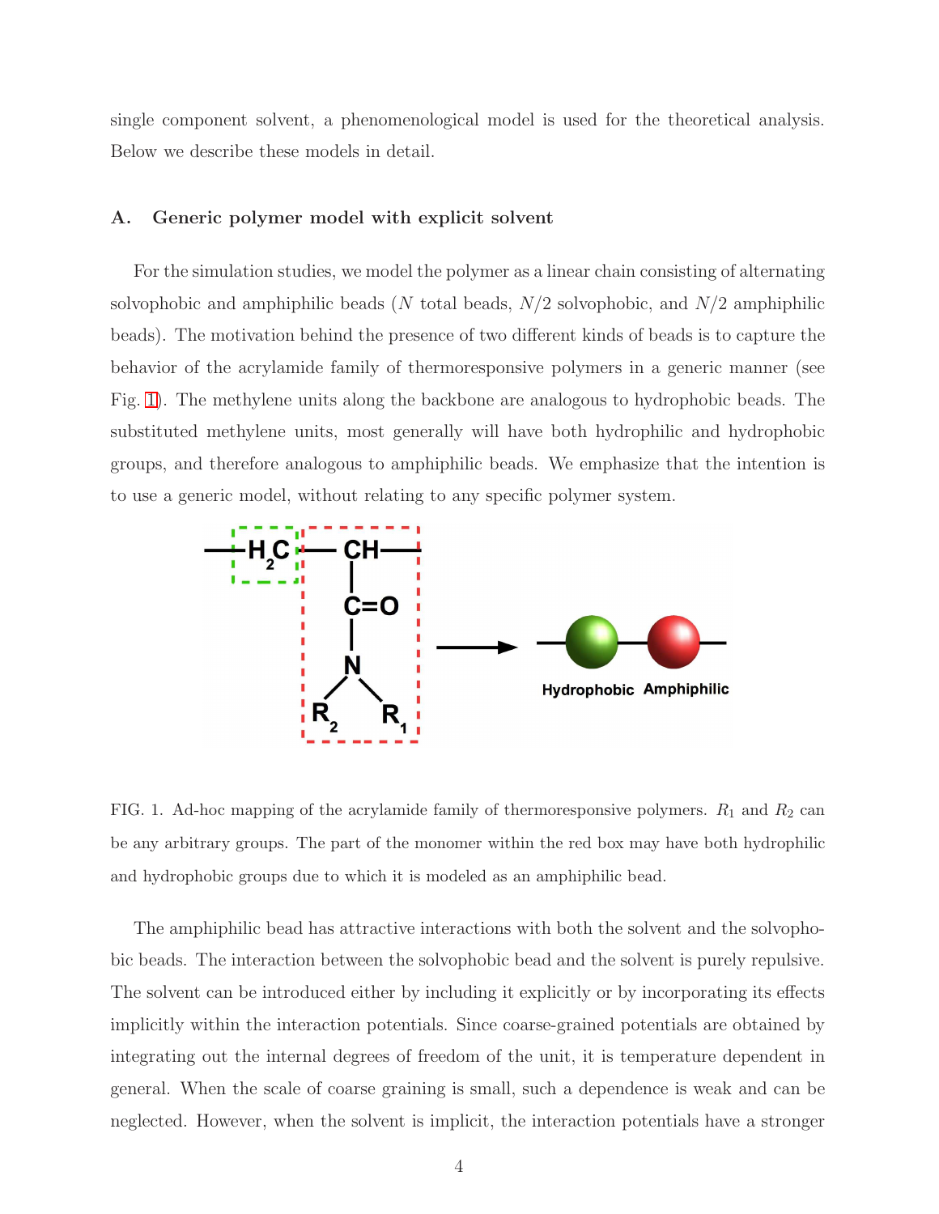single component solvent, a phenomenological model is used for the theoretical analysis. Below we describe these models in detail.

### A. Generic polymer model with explicit solvent

For the simulation studies, we model the polymer as a linear chain consisting of alternating solvophobic and amphiphilic beads ($N$ total beads, $N/2$ solvophobic, and $N/2$ amphiphilic beads). The motivation behind the presence of two different kinds of beads is to capture the behavior of the acrylamide family of thermoresponsive polymers in a generic manner (see Fig. 1). The methylene units along the backbone are analogous to hydrophobic beads. The substituted methylene units, most generally will have both hydrophilic and hydrophobic groups, and therefore analogous to amphiphilic beads. We emphasize that the intention is to use a generic model, without relating to any specific polymer system.

FIG. 1. Ad-hoc mapping of the acrylamide family of thermoresponsive polymers. $R_1$ and $R_2$ can be any arbitrary groups. The part of the monomer within the red box may have both hydrophilic and hydrophobic groups due to which it is modeled as an amphiphilic bead.

The amphiphilic bead has attractive interactions with both the solvent and the solvophobic beads. The interaction between the solvophobic bead and the solvent is purely repulsive. The solvent can be introduced either by including it explicitly or by incorporating its effects implicitly within the interaction potentials. Since coarse-grained potentials are obtained by integrating out the internal degrees of freedom of the unit, it is temperature dependent in general. When the scale of coarse graining is small, such a dependence is weak and can be neglected. However, when the solvent is implicit, the interaction potentials have a stronger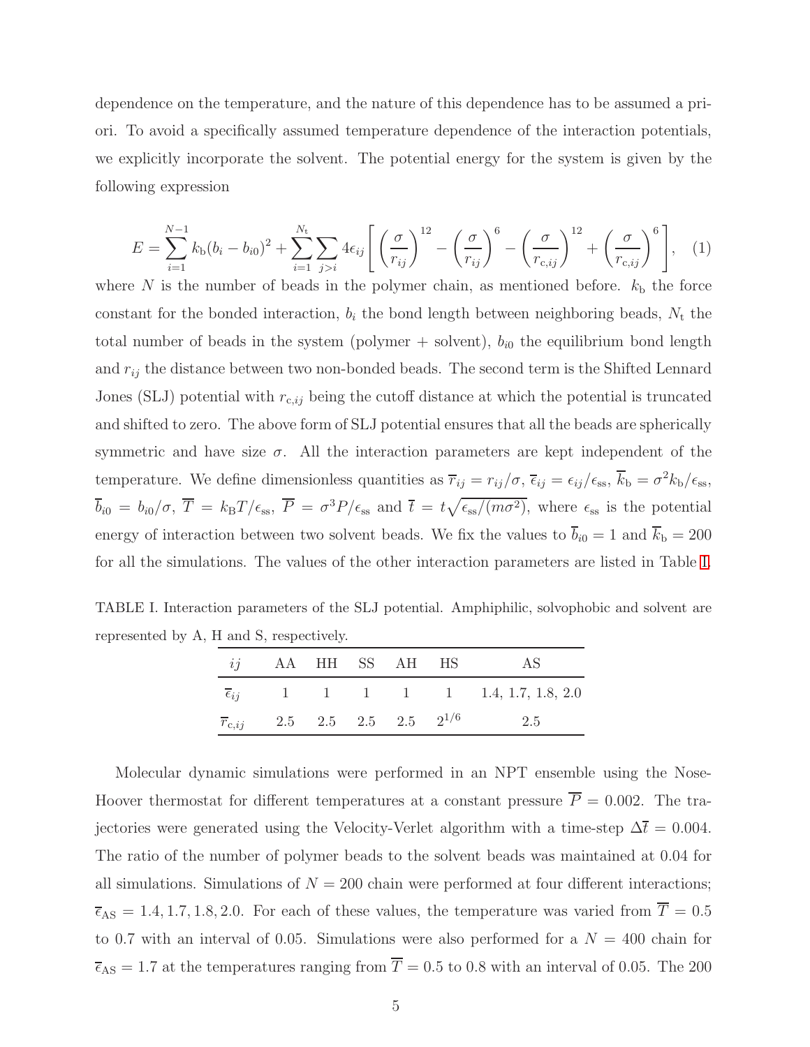dependence on the temperature, and the nature of this dependence has to be assumed a priori. To avoid a specifically assumed temperature dependence of the interaction potentials, we explicitly incorporate the solvent. The potential energy for the system is given by the following expression

$$E = \sum_{i=1}^{N-1} k_{\mathrm{b}}(b_i - b_{i0})^2 + \sum_{i=1}^{N_{\mathrm{t}}} \sum_{j>i} 4\epsilon_{ij} \left[ \left(\frac{\sigma}{r_{ij}}\right)^{12} - \left(\frac{\sigma}{r_{ij}}\right)^{6} - \left(\frac{\sigma}{r_{\mathrm{c},ij}}\right)^{12} + \left(\frac{\sigma}{r_{\mathrm{c},ij}}\right)^{6} \right], \quad (1)$$

where $N$ is the number of beads in the polymer chain, as mentioned before. $k_{\mathrm{b}}$ the force constant for the bonded interaction, $b_i$ the bond length between neighboring beads, $N_{\mathrm{t}}$ the total number of beads in the system (polymer + solvent), $b_{i0}$ the equilibrium bond length and $r_{ij}$ the distance between two non-bonded beads. The second term is the Shifted Lennard Jones (SLJ) potential with $r_{\mathrm{c},ij}$ being the cutoff distance at which the potential is truncated and shifted to zero. The above form of SLJ potential ensures that all the beads are spherically symmetric and have size $\sigma$. All the interaction parameters are kept independent of the temperature. We define dimensionless quantities as $\overline{r}_{ij} = r_{ij}/\sigma$, $\overline{\epsilon}_{ij} = \epsilon_{ij}/\epsilon_{\mathrm{ss}}$, $\overline{k}_{\mathrm{b}} = \sigma^2 k_{\mathrm{b}}/\epsilon_{\mathrm{ss}}$, $\overline{b}_{i0} = b_{i0}/\sigma$, $\overline{T} = k_{\mathrm{B}}T/\epsilon_{\mathrm{ss}}$, $\overline{P} = \sigma^3 P/\epsilon_{\mathrm{ss}}$ and $\overline{t} = t\sqrt{\epsilon_{\mathrm{ss}}/(m\sigma^2)}$, where $\epsilon_{\mathrm{ss}}$ is the potential energy of interaction between two solvent beads. We fix the values to $\overline{b}_{i0} = 1$ and $\overline{k}_{\mathrm{b}} = 200$ for all the simulations. The values of the other interaction parameters are listed in Table I.

TABLE I. Interaction parameters of the SLJ potential. Amphiphilic, solvophobic and solvent are represented by A, H and S, respectively.

| $ij$ | AA | HH | SS | AH | HS | AS |
|---|---|---|---|---|---|---|
| $\overline{\epsilon}_{ij}$ | 1 | 1 | 1 | 1 | 1 | 1.4, 1.7, 1.8, 2.0 |
| $\overline{r}_{\mathrm{c},ij}$ | 2.5 | 2.5 | 2.5 | 2.5 | $2^{1/6}$ | 2.5 |

Molecular dynamic simulations were performed in an NPT ensemble using the Nose-Hoover thermostat for different temperatures at a constant pressure $\overline{P} = 0.002$. The trajectories were generated using the Velocity-Verlet algorithm with a time-step $\Delta\overline{t} = 0.004$. The ratio of the number of polymer beads to the solvent beads was maintained at 0.04 for all simulations. Simulations of $N = 200$ chain were performed at four different interactions; $\overline{\epsilon}_{\mathrm{AS}} = 1.4, 1.7, 1.8, 2.0$. For each of these values, the temperature was varied from $\overline{T} = 0.5$ to 0.7 with an interval of 0.05. Simulations were also performed for a $N = 400$ chain for $\overline{\epsilon}_{\mathrm{AS}} = 1.7$ at the temperatures ranging from $\overline{T} = 0.5$ to 0.8 with an interval of 0.05. The 200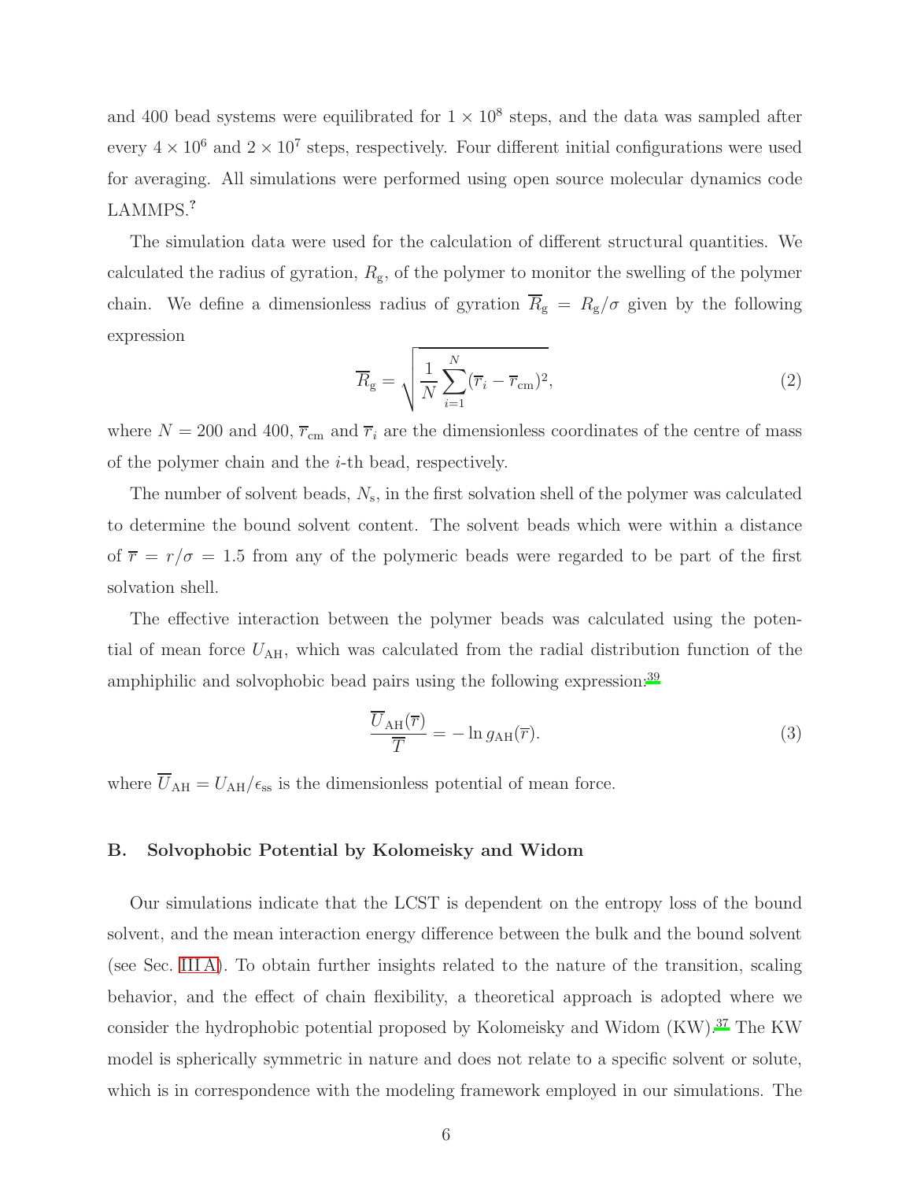and 400 bead systems were equilibrated for $1 \times 10^8$ steps, and the data was sampled after every $4 \times 10^6$ and $2 \times 10^7$ steps, respectively. Four different initial configurations were used for averaging. All simulations were performed using open source molecular dynamics code LAMMPS.[?]

The simulation data were used for the calculation of different structural quantities. We calculated the radius of gyration, $R_\text{g}$, of the polymer to monitor the swelling of the polymer chain. We define a dimensionless radius of gyration $\overline{R}_\text{g} = R_\text{g}/\sigma$ given by the following expression

$$\overline{R}_\text{g} = \sqrt{\frac{1}{N}\sum_{i=1}^{N}(\overline{r}_i - \overline{r}_\text{cm})^2}, \tag{2}$$

where $N = 200$ and 400, $\overline{r}_\text{cm}$ and $\overline{r}_i$ are the dimensionless coordinates of the centre of mass of the polymer chain and the $i$-th bead, respectively.

The number of solvent beads, $N_\text{s}$, in the first solvation shell of the polymer was calculated to determine the bound solvent content. The solvent beads which were within a distance of $\overline{r} = r/\sigma = 1.5$ from any of the polymeric beads were regarded to be part of the first solvation shell.

The effective interaction between the polymer beads was calculated using the potential of mean force $U_\text{AH}$, which was calculated from the radial distribution function of the amphiphilic and solvophobic bead pairs using the following expression:[39]

$$\frac{\overline{U}_\text{AH}(\overline{r})}{\overline{T}} = -\ln g_\text{AH}(\overline{r}). \tag{3}$$

where $\overline{U}_\text{AH} = U_\text{AH}/\epsilon_\text{ss}$ is the dimensionless potential of mean force.

### B. Solvophobic Potential by Kolomeisky and Widom

Our simulations indicate that the LCST is dependent on the entropy loss of the bound solvent, and the mean interaction energy difference between the bulk and the bound solvent (see Sec. III A). To obtain further insights related to the nature of the transition, scaling behavior, and the effect of chain flexibility, a theoretical approach is adopted where we consider the hydrophobic potential proposed by Kolomeisky and Widom (KW).[37] The KW model is spherically symmetric in nature and does not relate to a specific solvent or solute, which is in correspondence with the modeling framework employed in our simulations. The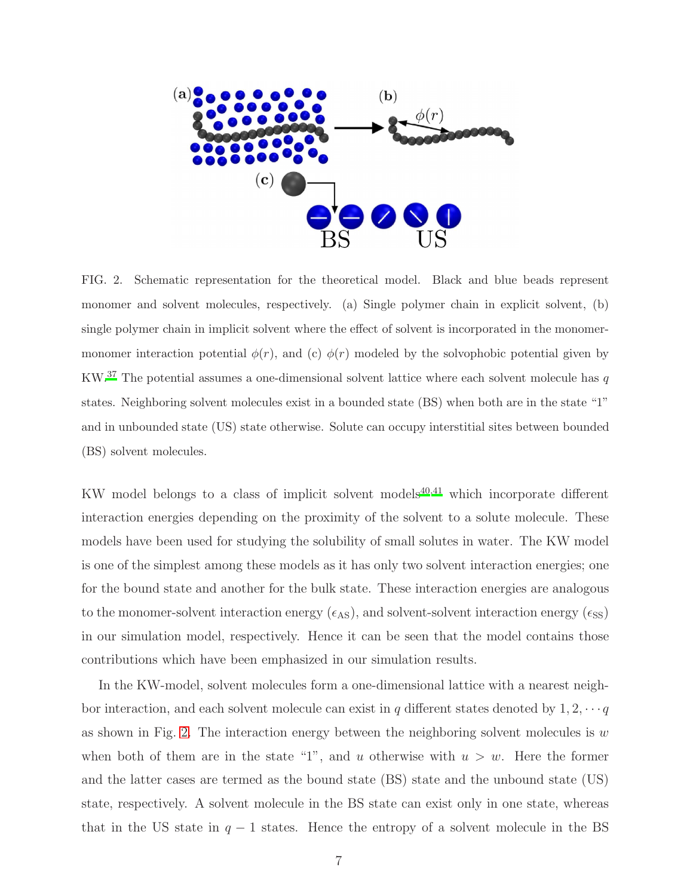FIG. 2. Schematic representation for the theoretical model. Black and blue beads represent monomer and solvent molecules, respectively. (a) Single polymer chain in explicit solvent, (b) single polymer chain in implicit solvent where the effect of solvent is incorporated in the monomer-monomer interaction potential $\phi(r)$, and (c) $\phi(r)$ modeled by the solvophobic potential given by KW.[37] The potential assumes a one-dimensional solvent lattice where each solvent molecule has $q$ states. Neighboring solvent molecules exist in a bounded state (BS) when both are in the state "1" and in unbounded state (US) state otherwise. Solute can occupy interstitial sites between bounded (BS) solvent molecules.

KW model belongs to a class of implicit solvent models[40,41] which incorporate different interaction energies depending on the proximity of the solvent to a solute molecule. These models have been used for studying the solubility of small solutes in water. The KW model is one of the simplest among these models as it has only two solvent interaction energies; one for the bound state and another for the bulk state. These interaction energies are analogous to the monomer-solvent interaction energy ($\epsilon_{\rm AS}$), and solvent-solvent interaction energy ($\epsilon_{\rm SS}$) in our simulation model, respectively. Hence it can be seen that the model contains those contributions which have been emphasized in our simulation results.

In the KW-model, solvent molecules form a one-dimensional lattice with a nearest neighbor interaction, and each solvent molecule can exist in $q$ different states denoted by $1, 2, \cdots q$ as shown in Fig. 2. The interaction energy between the neighboring solvent molecules is $w$ when both of them are in the state "1", and $u$ otherwise with $u > w$. Here the former and the latter cases are termed as the bound state (BS) state and the unbound state (US) state, respectively. A solvent molecule in the BS state can exist only in one state, whereas that in the US state in $q-1$ states. Hence the entropy of a solvent molecule in the BS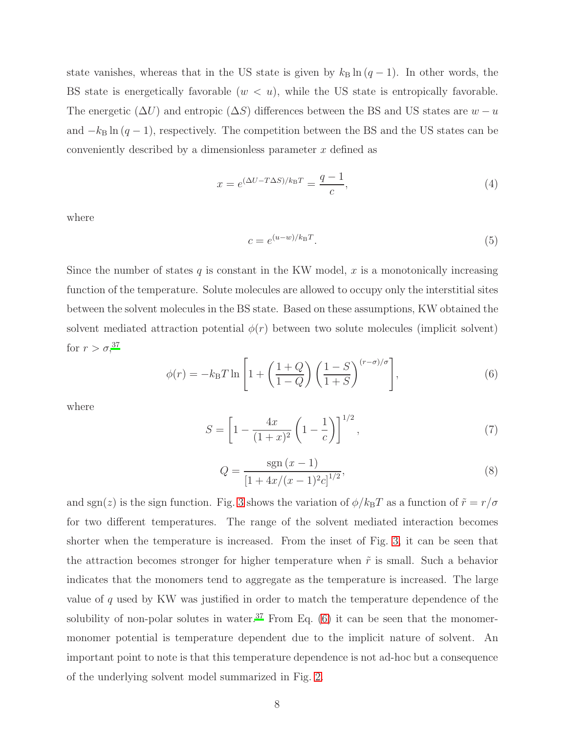state vanishes, whereas that in the US state is given by $k_\mathrm{B} \ln(q-1)$. In other words, the BS state is energetically favorable ($w < u$), while the US state is entropically favorable. The energetic ($\Delta U$) and entropic ($\Delta S$) differences between the BS and US states are $w - u$ and $-k_\mathrm{B} \ln(q-1)$, respectively. The competition between the BS and the US states can be conveniently described by a dimensionless parameter $x$ defined as

$$x = e^{(\Delta U - T\Delta S)/k_\mathrm{B}T} = \frac{q-1}{c}, \tag{4}$$

where

$$c = e^{(u-w)/k_\mathrm{B}T}. \tag{5}$$

Since the number of states $q$ is constant in the KW model, $x$ is a monotonically increasing function of the temperature. Solute molecules are allowed to occupy only the interstitial sites between the solvent molecules in the BS state. Based on these assumptions, KW obtained the solvent mediated attraction potential $\phi(r)$ between two solute molecules (implicit solvent) for $r > \sigma$,[37]

$$\phi(r) = -k_\mathrm{B}T \ln\left[1 + \left(\frac{1+Q}{1-Q}\right)\left(\frac{1-S}{1+S}\right)^{(r-\sigma)/\sigma}\right], \tag{6}$$

where

$$S = \left[1 - \frac{4x}{(1+x)^2}\left(1 - \frac{1}{c}\right)\right]^{1/2}, \tag{7}$$

$$Q = \frac{\mathrm{sgn}\,(x-1)}{\left[1 + 4x/(x-1)^2 c\right]^{1/2}}, \tag{8}$$

and $\mathrm{sgn}(z)$ is the sign function. Fig. 3 shows the variation of $\phi/k_\mathrm{B}T$ as a function of $\tilde{r} = r/\sigma$ for two different temperatures. The range of the solvent mediated interaction becomes shorter when the temperature is increased. From the inset of Fig. 3, it can be seen that the attraction becomes stronger for higher temperature when $\tilde{r}$ is small. Such a behavior indicates that the monomers tend to aggregate as the temperature is increased. The large value of $q$ used by KW was justified in order to match the temperature dependence of the solubility of non-polar solutes in water.[37] From Eq. (6) it can be seen that the monomer-monomer potential is temperature dependent due to the implicit nature of solvent. An important point to note is that this temperature dependence is not ad-hoc but a consequence of the underlying solvent model summarized in Fig. 2.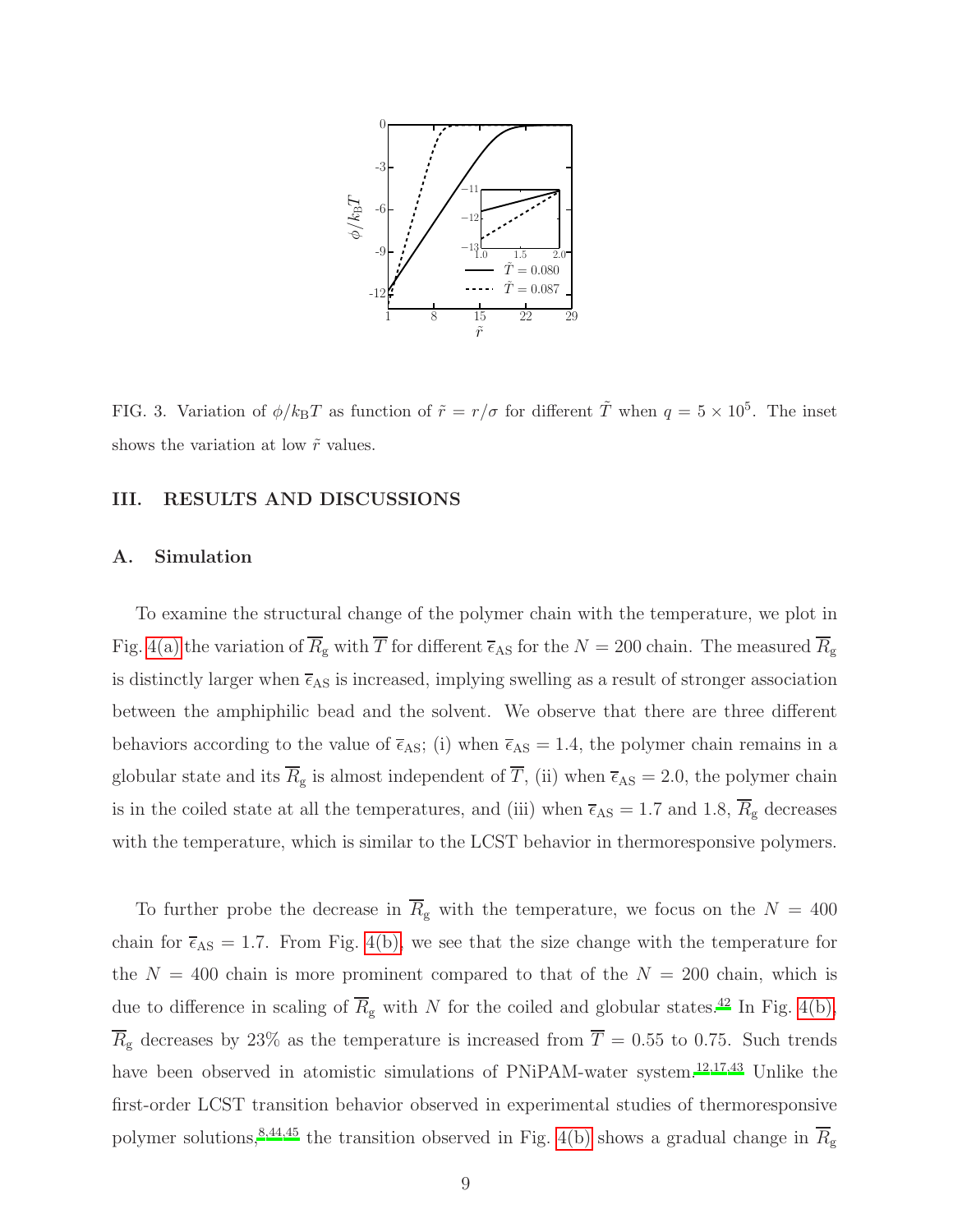FIG. 3. Variation of $\phi/k_{\mathrm{B}}T$ as function of $\tilde{r} = r/\sigma$ for different $\tilde{T}$ when $q = 5 \times 10^5$. The inset shows the variation at low $\tilde{r}$ values.

## III. RESULTS AND DISCUSSIONS

### A. Simulation

To examine the structural change of the polymer chain with the temperature, we plot in Fig. 4(a) the variation of $\overline{R}_{\mathrm{g}}$ with $\overline{T}$ for different $\overline{\epsilon}_{\mathrm{AS}}$ for the $N = 200$ chain. The measured $\overline{R}_{\mathrm{g}}$ is distinctly larger when $\overline{\epsilon}_{\mathrm{AS}}$ is increased, implying swelling as a result of stronger association between the amphiphilic bead and the solvent. We observe that there are three different behaviors according to the value of $\overline{\epsilon}_{\mathrm{AS}}$; (i) when $\overline{\epsilon}_{\mathrm{AS}} = 1.4$, the polymer chain remains in a globular state and its $\overline{R}_{\mathrm{g}}$ is almost independent of $\overline{T}$, (ii) when $\overline{\epsilon}_{\mathrm{AS}} = 2.0$, the polymer chain is in the coiled state at all the temperatures, and (iii) when $\overline{\epsilon}_{\mathrm{AS}} = 1.7$ and 1.8, $\overline{R}_{\mathrm{g}}$ decreases with the temperature, which is similar to the LCST behavior in thermoresponsive polymers.

To further probe the decrease in $\overline{R}_{\mathrm{g}}$ with the temperature, we focus on the $N = 400$ chain for $\overline{\epsilon}_{\mathrm{AS}} = 1.7$. From Fig. 4(b), we see that the size change with the temperature for the $N = 400$ chain is more prominent compared to that of the $N = 200$ chain, which is due to difference in scaling of $\overline{R}_{\mathrm{g}}$ with $N$ for the coiled and globular states.[42] In Fig. 4(b), $\overline{R}_{\mathrm{g}}$ decreases by 23% as the temperature is increased from $\overline{T} = 0.55$ to 0.75. Such trends have been observed in atomistic simulations of PNiPAM-water system.[12,17,43] Unlike the first-order LCST transition behavior observed in experimental studies of thermoresponsive polymer solutions,[8,44,45] the transition observed in Fig. 4(b) shows a gradual change in $\overline{R}_{\mathrm{g}}$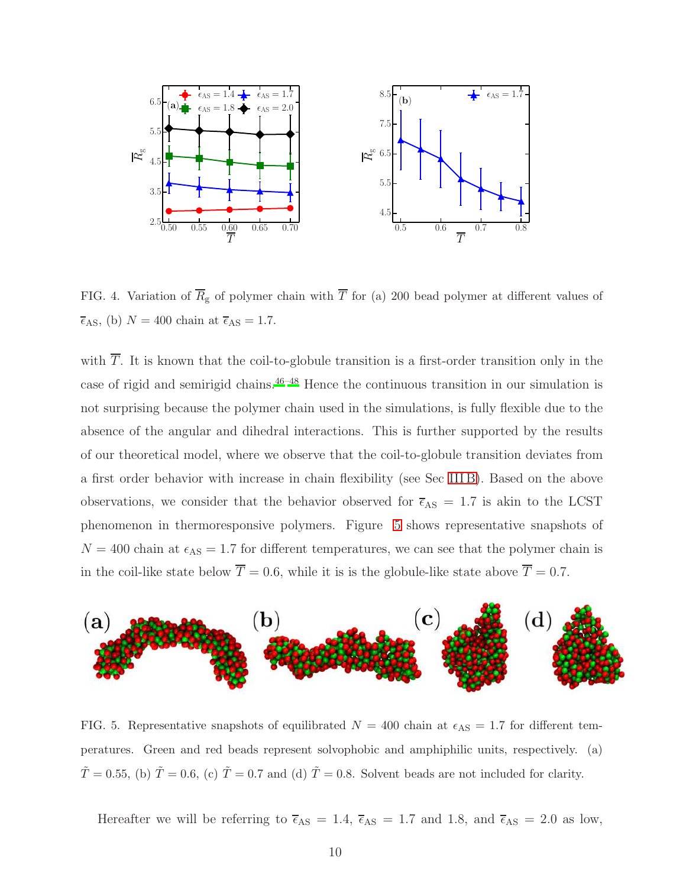FIG. 4. Variation of $\overline{R}_{\mathrm{g}}$ of polymer chain with $\overline{T}$ for (a) 200 bead polymer at different values of $\overline{\epsilon}_{\mathrm{AS}}$, (b) $N = 400$ chain at $\overline{\epsilon}_{\mathrm{AS}} = 1.7$.

with $\overline{T}$. It is known that the coil-to-globule transition is a first-order transition only in the case of rigid and semirigid chains.[46–48] Hence the continuous transition in our simulation is not surprising because the polymer chain used in the simulations, is fully flexible due to the absence of the angular and dihedral interactions. This is further supported by the results of our theoretical model, where we observe that the coil-to-globule transition deviates from a first order behavior with increase in chain flexibility (see Sec III B). Based on the above observations, we consider that the behavior observed for $\overline{\epsilon}_{\mathrm{AS}} = 1.7$ is akin to the LCST phenomenon in thermoresponsive polymers. Figure 5 shows representative snapshots of $N = 400$ chain at $\epsilon_{\mathrm{AS}} = 1.7$ for different temperatures, we can see that the polymer chain is in the coil-like state below $\overline{T} = 0.6$, while it is is the globule-like state above $\overline{T} = 0.7$.

FIG. 5. Representative snapshots of equilibrated $N = 400$ chain at $\epsilon_{\mathrm{AS}} = 1.7$ for different temperatures. Green and red beads represent solvophobic and amphiphilic units, respectively. (a) $\tilde{T} = 0.55$, (b) $\tilde{T} = 0.6$, (c) $\tilde{T} = 0.7$ and (d) $\tilde{T} = 0.8$. Solvent beads are not included for clarity.

Hereafter we will be referring to $\overline{\epsilon}_{\mathrm{AS}} = 1.4$, $\overline{\epsilon}_{\mathrm{AS}} = 1.7$ and 1.8, and $\overline{\epsilon}_{\mathrm{AS}} = 2.0$ as low,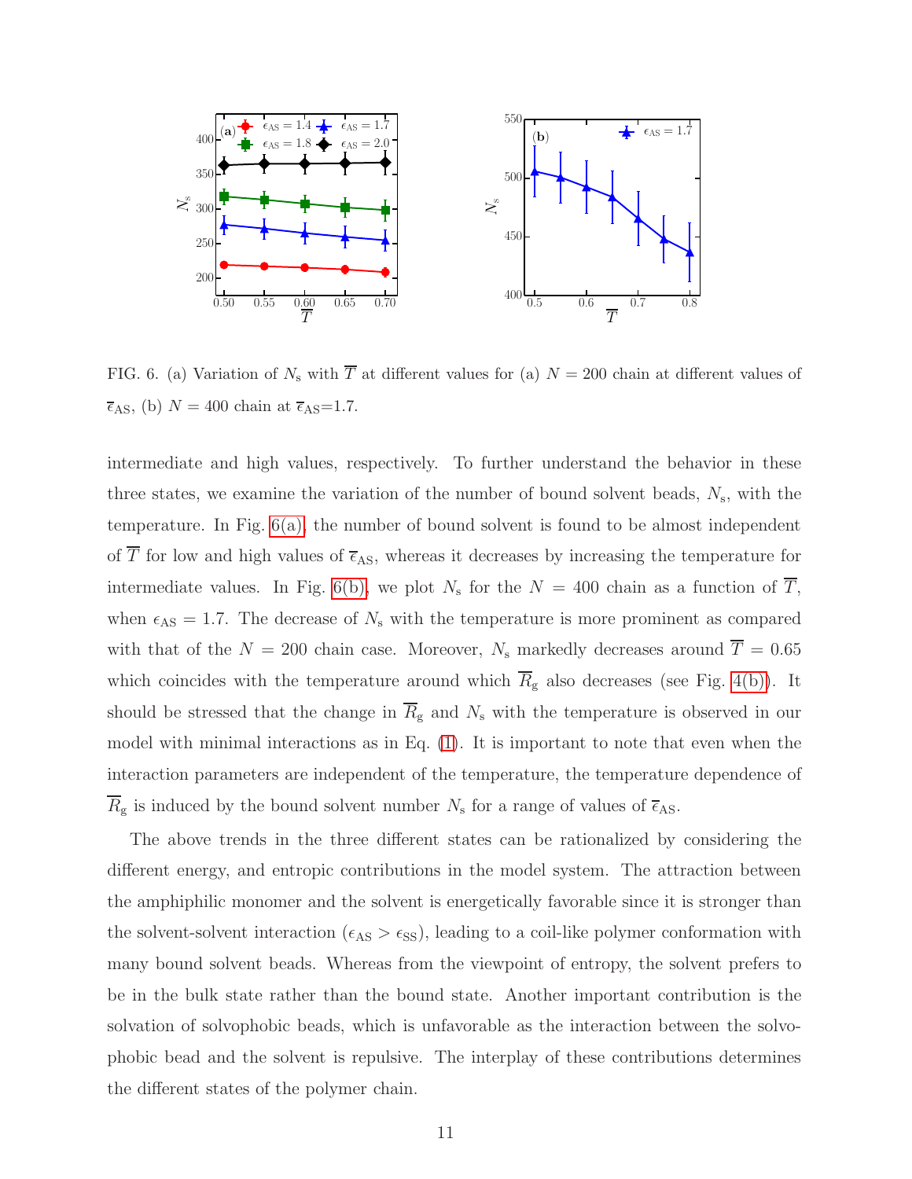FIG. 6. (a) Variation of $N_\mathrm{s}$ with $\overline{T}$ at different values for (a) $N = 200$ chain at different values of $\overline{\epsilon}_\mathrm{AS}$, (b) $N = 400$ chain at $\overline{\epsilon}_\mathrm{AS}$=1.7.

intermediate and high values, respectively. To further understand the behavior in these three states, we examine the variation of the number of bound solvent beads, $N_\mathrm{s}$, with the temperature. In Fig. 6(a), the number of bound solvent is found to be almost independent of $\overline{T}$ for low and high values of $\overline{\epsilon}_\mathrm{AS}$, whereas it decreases by increasing the temperature for intermediate values. In Fig. 6(b), we plot $N_\mathrm{s}$ for the $N = 400$ chain as a function of $\overline{T}$, when $\epsilon_\mathrm{AS} = 1.7$. The decrease of $N_\mathrm{s}$ with the temperature is more prominent as compared with that of the $N = 200$ chain case. Moreover, $N_\mathrm{s}$ markedly decreases around $\overline{T} = 0.65$ which coincides with the temperature around which $\overline{R}_\mathrm{g}$ also decreases (see Fig. 4(b)). It should be stressed that the change in $\overline{R}_\mathrm{g}$ and $N_\mathrm{s}$ with the temperature is observed in our model with minimal interactions as in Eq. (1). It is important to note that even when the interaction parameters are independent of the temperature, the temperature dependence of $\overline{R}_\mathrm{g}$ is induced by the bound solvent number $N_\mathrm{s}$ for a range of values of $\overline{\epsilon}_\mathrm{AS}$.

The above trends in the three different states can be rationalized by considering the different energy, and entropic contributions in the model system. The attraction between the amphiphilic monomer and the solvent is energetically favorable since it is stronger than the solvent-solvent interaction ($\epsilon_\mathrm{AS} > \epsilon_\mathrm{SS}$), leading to a coil-like polymer conformation with many bound solvent beads. Whereas from the viewpoint of entropy, the solvent prefers to be in the bulk state rather than the bound state. Another important contribution is the solvation of solvophobic beads, which is unfavorable as the interaction between the solvophobic bead and the solvent is repulsive. The interplay of these contributions determines the different states of the polymer chain.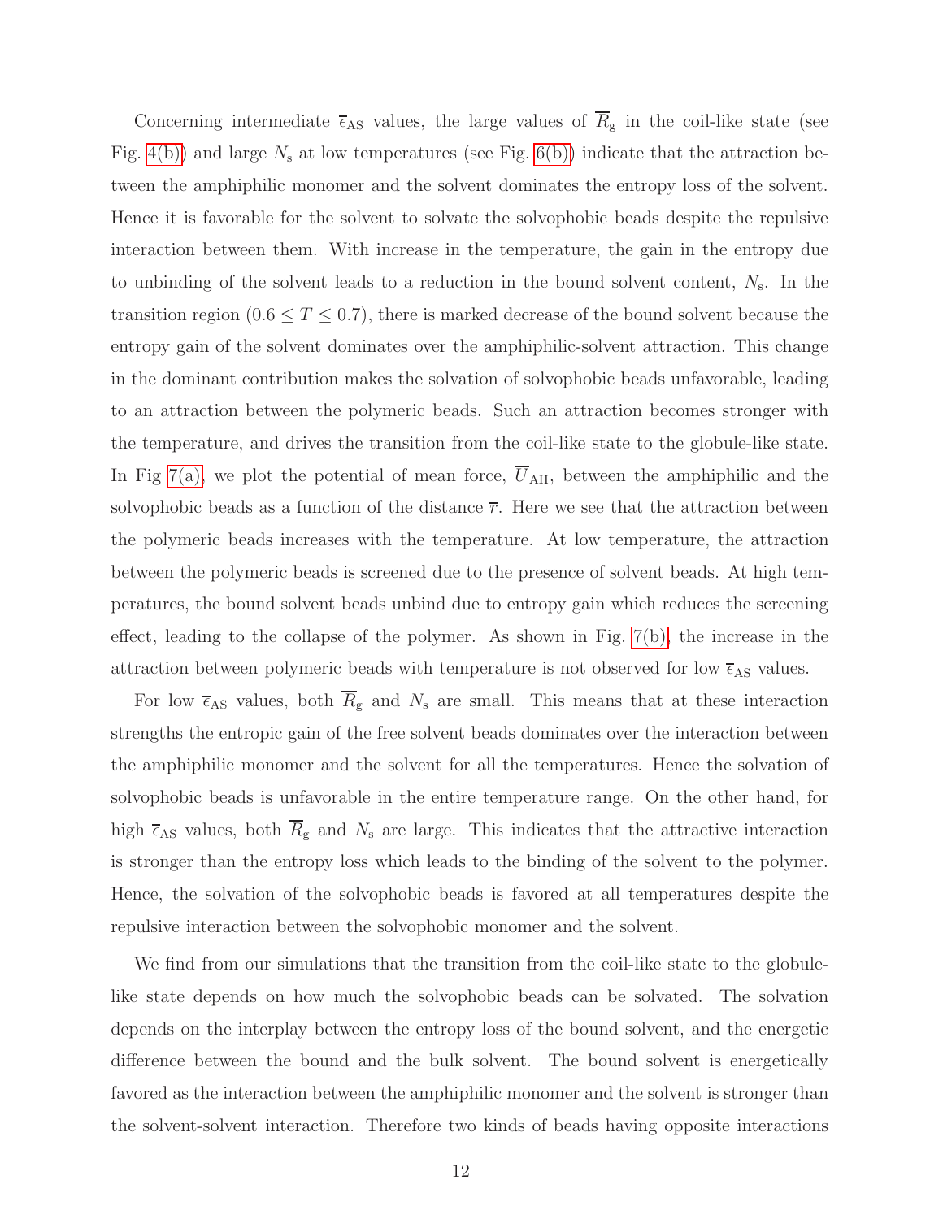Concerning intermediate $\overline{\epsilon}_{\mathrm{AS}}$ values, the large values of $\overline{R}_{\mathrm{g}}$ in the coil-like state (see Fig. 4(b)) and large $N_{\mathrm{s}}$ at low temperatures (see Fig. 6(b)) indicate that the attraction between the amphiphilic monomer and the solvent dominates the entropy loss of the solvent. Hence it is favorable for the solvent to solvate the solvophobic beads despite the repulsive interaction between them. With increase in the temperature, the gain in the entropy due to unbinding of the solvent leads to a reduction in the bound solvent content, $N_{\mathrm{s}}$. In the transition region ($0.6 \leq T \leq 0.7$), there is marked decrease of the bound solvent because the entropy gain of the solvent dominates over the amphiphilic-solvent attraction. This change in the dominant contribution makes the solvation of solvophobic beads unfavorable, leading to an attraction between the polymeric beads. Such an attraction becomes stronger with the temperature, and drives the transition from the coil-like state to the globule-like state. In Fig 7(a), we plot the potential of mean force, $\overline{U}_{\mathrm{AH}}$, between the amphiphilic and the solvophobic beads as a function of the distance $\overline{r}$. Here we see that the attraction between the polymeric beads increases with the temperature. At low temperature, the attraction between the polymeric beads is screened due to the presence of solvent beads. At high temperatures, the bound solvent beads unbind due to entropy gain which reduces the screening effect, leading to the collapse of the polymer. As shown in Fig. 7(b), the increase in the attraction between polymeric beads with temperature is not observed for low $\overline{\epsilon}_{\mathrm{AS}}$ values.

For low $\overline{\epsilon}_{\mathrm{AS}}$ values, both $\overline{R}_{\mathrm{g}}$ and $N_{\mathrm{s}}$ are small. This means that at these interaction strengths the entropic gain of the free solvent beads dominates over the interaction between the amphiphilic monomer and the solvent for all the temperatures. Hence the solvation of solvophobic beads is unfavorable in the entire temperature range. On the other hand, for high $\overline{\epsilon}_{\mathrm{AS}}$ values, both $\overline{R}_{\mathrm{g}}$ and $N_{\mathrm{s}}$ are large. This indicates that the attractive interaction is stronger than the entropy loss which leads to the binding of the solvent to the polymer. Hence, the solvation of the solvophobic beads is favored at all temperatures despite the repulsive interaction between the solvophobic monomer and the solvent.

We find from our simulations that the transition from the coil-like state to the globule-like state depends on how much the solvophobic beads can be solvated. The solvation depends on the interplay between the entropy loss of the bound solvent, and the energetic difference between the bound and the bulk solvent. The bound solvent is energetically favored as the interaction between the amphiphilic monomer and the solvent is stronger than the solvent-solvent interaction. Therefore two kinds of beads having opposite interactions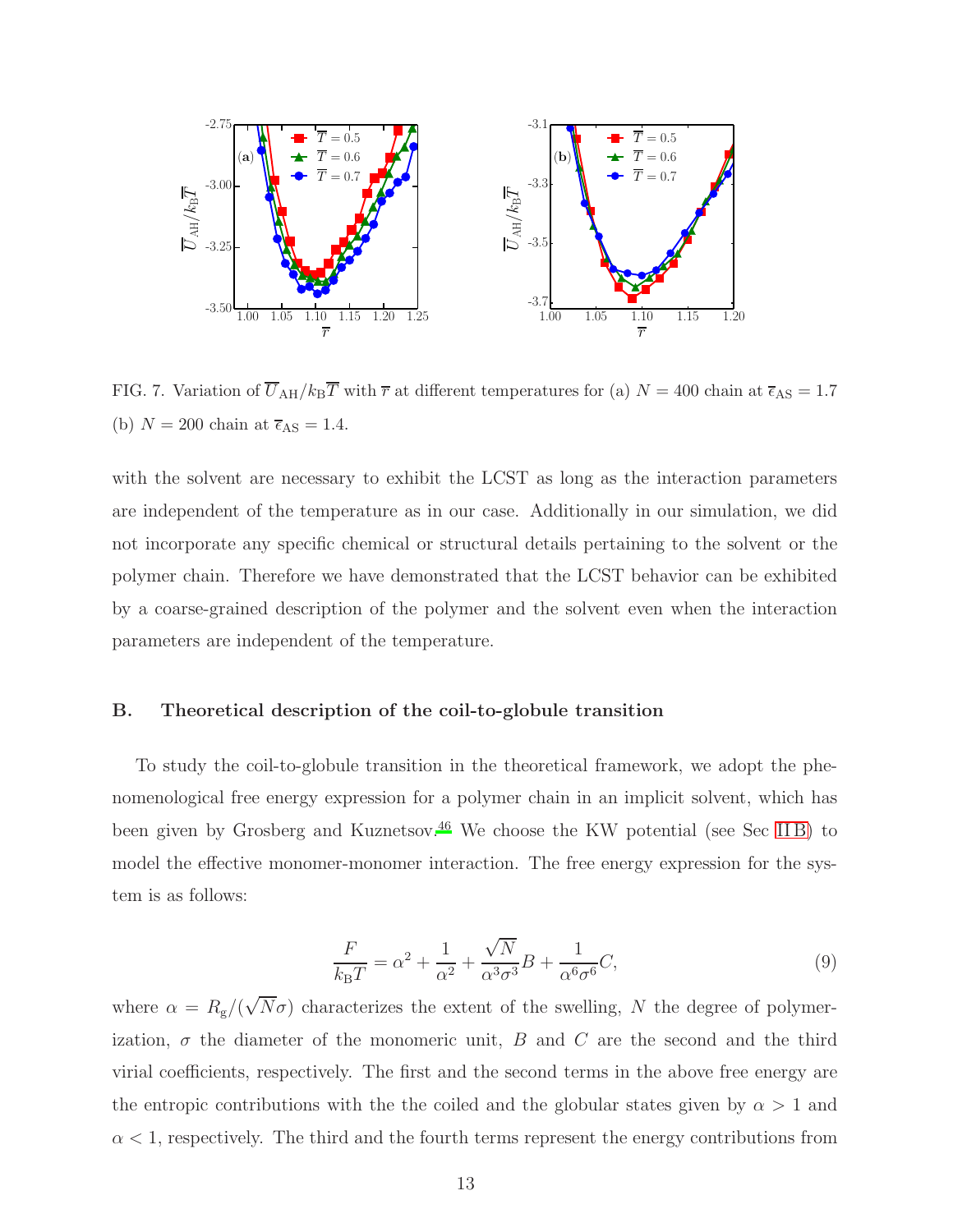FIG. 7. Variation of $\overline{U}_{\rm AH}/k_{\rm B}\overline{T}$ with $\overline{r}$ at different temperatures for (a) $N = 400$ chain at $\overline{\epsilon}_{\rm AS} = 1.7$ (b) $N = 200$ chain at $\overline{\epsilon}_{\rm AS} = 1.4$.

with the solvent are necessary to exhibit the LCST as long as the interaction parameters are independent of the temperature as in our case. Additionally in our simulation, we did not incorporate any specific chemical or structural details pertaining to the solvent or the polymer chain. Therefore we have demonstrated that the LCST behavior can be exhibited by a coarse-grained description of the polymer and the solvent even when the interaction parameters are independent of the temperature.

## B. Theoretical description of the coil-to-globule transition

To study the coil-to-globule transition in the theoretical framework, we adopt the phenomenological free energy expression for a polymer chain in an implicit solvent, which has been given by Grosberg and Kuznetsov.[46] We choose the KW potential (see Sec II B) to model the effective monomer-monomer interaction. The free energy expression for the system is as follows:

$$\frac{F}{k_{\rm B}T} = \alpha^2 + \frac{1}{\alpha^2} + \frac{\sqrt{N}}{\alpha^3\sigma^3}B + \frac{1}{\alpha^6\sigma^6}C, \tag{9}$$

where $\alpha = R_{\rm g}/(\sqrt{N}\sigma)$ characterizes the extent of the swelling, $N$ the degree of polymerization, $\sigma$ the diameter of the monomeric unit, $B$ and $C$ are the second and the third virial coefficients, respectively. The first and the second terms in the above free energy are the entropic contributions with the the coiled and the globular states given by $\alpha > 1$ and $\alpha < 1$, respectively. The third and the fourth terms represent the energy contributions from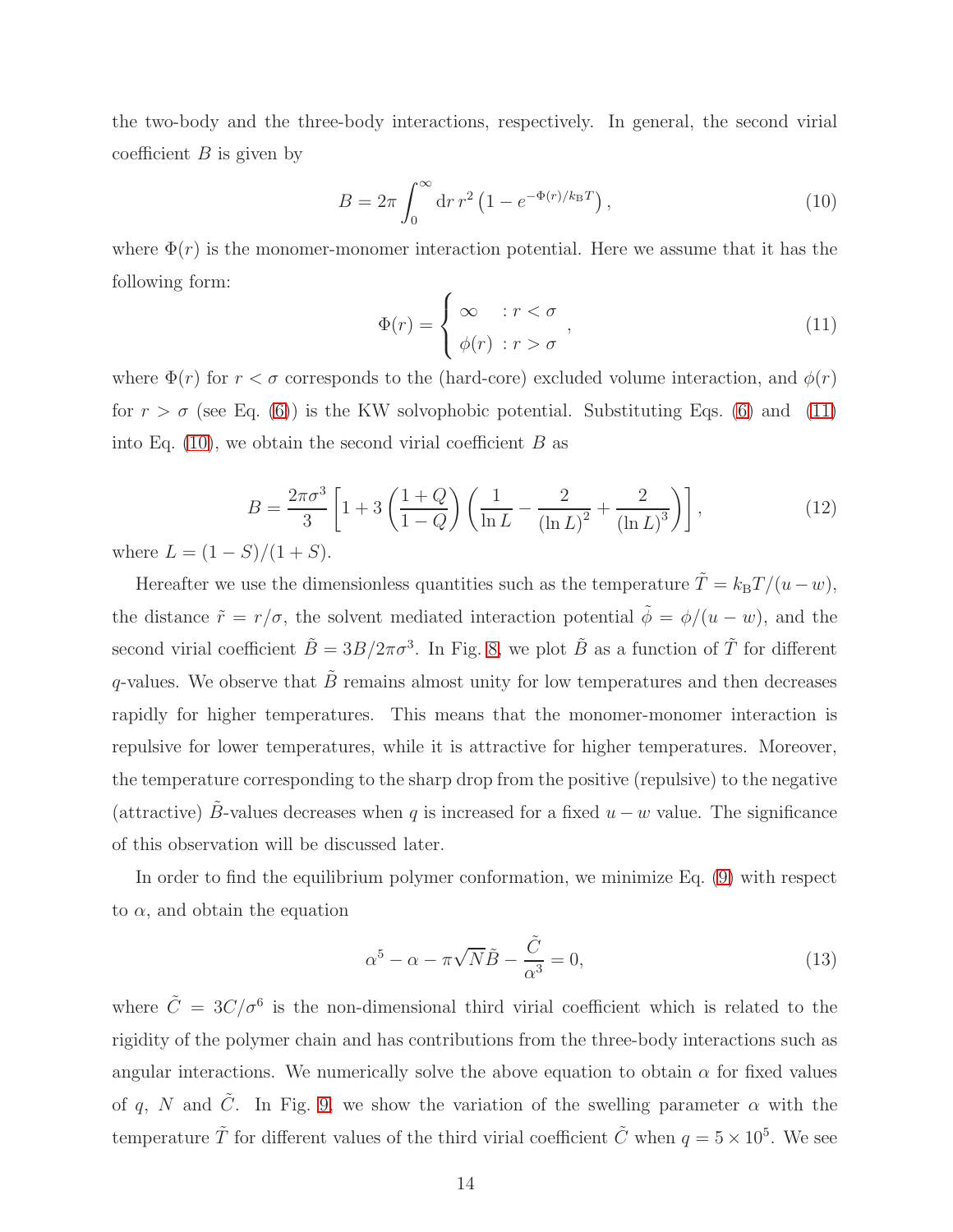the two-body and the three-body interactions, respectively. In general, the second virial coefficient $B$ is given by

$$B = 2\pi \int_0^\infty \mathrm{d}r\, r^2 \left(1 - e^{-\Phi(r)/k_\mathrm{B}T}\right), \tag{10}$$

where $\Phi(r)$ is the monomer-monomer interaction potential. Here we assume that it has the following form:

$$\Phi(r) = \begin{cases} \infty & : r < \sigma \\ \phi(r) & : r > \sigma \end{cases}, \tag{11}$$

where $\Phi(r)$ for $r < \sigma$ corresponds to the (hard-core) excluded volume interaction, and $\phi(r)$ for $r > \sigma$ (see Eq. (6)) is the KW solvophobic potential. Substituting Eqs. (6) and (11) into Eq. (10), we obtain the second virial coefficient $B$ as

$$B = \frac{2\pi\sigma^3}{3}\left[1 + 3\left(\frac{1+Q}{1-Q}\right)\left(\frac{1}{\ln L} - \frac{2}{(\ln L)^2} + \frac{2}{(\ln L)^3}\right)\right], \tag{12}$$

where $L = (1-S)/(1+S)$.

Hereafter we use the dimensionless quantities such as the temperature $\tilde{T} = k_\mathrm{B}T/(u-w)$, the distance $\tilde{r} = r/\sigma$, the solvent mediated interaction potential $\tilde{\phi} = \phi/(u-w)$, and the second virial coefficient $\tilde{B} = 3B/2\pi\sigma^3$. In Fig. 8, we plot $\tilde{B}$ as a function of $\tilde{T}$ for different $q$-values. We observe that $\tilde{B}$ remains almost unity for low temperatures and then decreases rapidly for higher temperatures. This means that the monomer-monomer interaction is repulsive for lower temperatures, while it is attractive for higher temperatures. Moreover, the temperature corresponding to the sharp drop from the positive (repulsive) to the negative (attractive) $\tilde{B}$-values decreases when $q$ is increased for a fixed $u-w$ value. The significance of this observation will be discussed later.

In order to find the equilibrium polymer conformation, we minimize Eq. (9) with respect to $\alpha$, and obtain the equation

$$\alpha^5 - \alpha - \pi\sqrt{N}\tilde{B} - \frac{\tilde{C}}{\alpha^3} = 0, \tag{13}$$

where $\tilde{C} = 3C/\sigma^6$ is the non-dimensional third virial coefficient which is related to the rigidity of the polymer chain and has contributions from the three-body interactions such as angular interactions. We numerically solve the above equation to obtain $\alpha$ for fixed values of $q$, $N$ and $\tilde{C}$. In Fig. 9, we show the variation of the swelling parameter $\alpha$ with the temperature $\tilde{T}$ for different values of the third virial coefficient $\tilde{C}$ when $q = 5 \times 10^5$. We see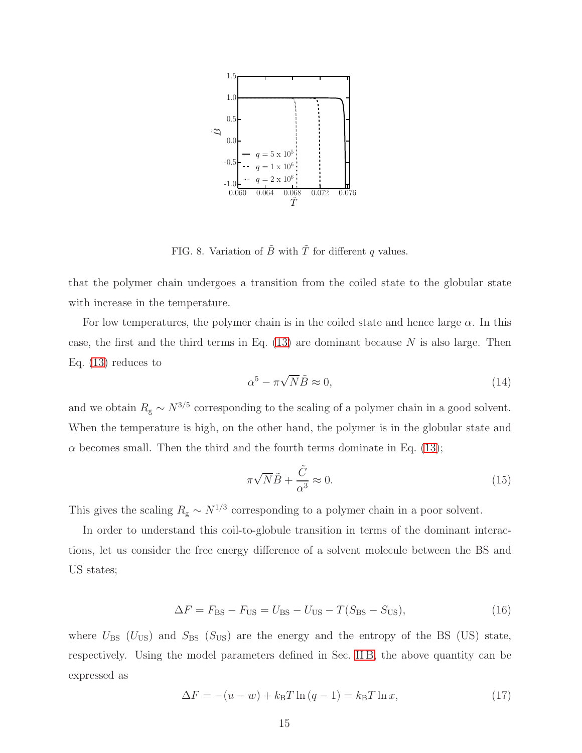FIG. 8. Variation of $\tilde{B}$ with $\tilde{T}$ for different $q$ values.

that the polymer chain undergoes a transition from the coiled state to the globular state with increase in the temperature.

For low temperatures, the polymer chain is in the coiled state and hence large $\alpha$. In this case, the first and the third terms in Eq. (13) are dominant because $N$ is also large. Then Eq. (13) reduces to

$$\alpha^5 - \pi\sqrt{N}\tilde{B} \approx 0, \tag{14}$$

and we obtain $R_\mathrm{g} \sim N^{3/5}$ corresponding to the scaling of a polymer chain in a good solvent. When the temperature is high, on the other hand, the polymer is in the globular state and $\alpha$ becomes small. Then the third and the fourth terms dominate in Eq. (13);

$$\pi\sqrt{N}\tilde{B} + \frac{\tilde{C}}{\alpha^3} \approx 0. \tag{15}$$

This gives the scaling $R_\mathrm{g} \sim N^{1/3}$ corresponding to a polymer chain in a poor solvent.

In order to understand this coil-to-globule transition in terms of the dominant interactions, let us consider the free energy difference of a solvent molecule between the BS and US states;

$$\Delta F = F_\mathrm{BS} - F_\mathrm{US} = U_\mathrm{BS} - U_\mathrm{US} - T(S_\mathrm{BS} - S_\mathrm{US}), \tag{16}$$

where $U_\mathrm{BS}$ ($U_\mathrm{US}$) and $S_\mathrm{BS}$ ($S_\mathrm{US}$) are the energy and the entropy of the BS (US) state, respectively. Using the model parameters defined in Sec. II B, the above quantity can be expressed as

$$\Delta F = -(u - w) + k_\mathrm{B}T \ln(q-1) = k_\mathrm{B}T \ln x, \tag{17}$$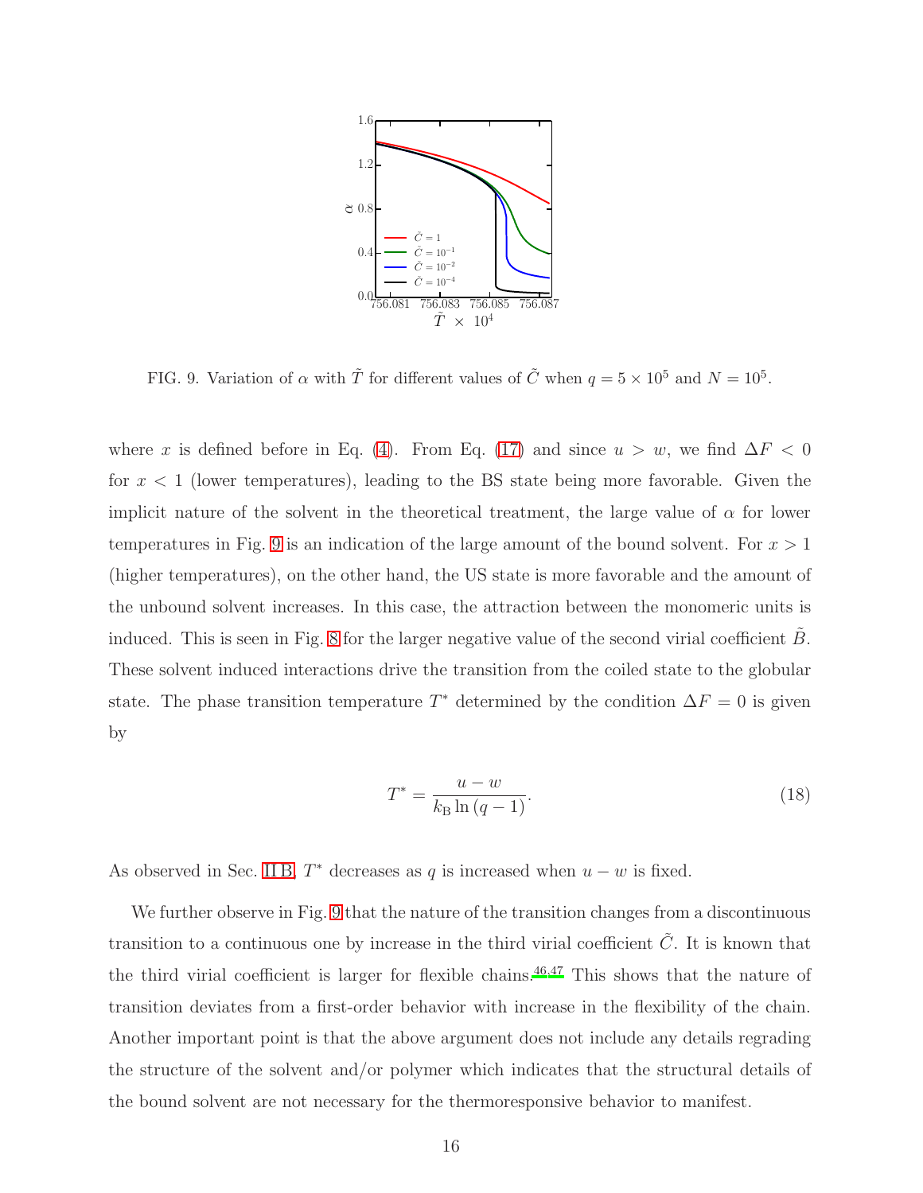FIG. 9. Variation of $\alpha$ with $\tilde{T}$ for different values of $\tilde{C}$ when $q = 5 \times 10^5$ and $N = 10^5$.

where $x$ is defined before in Eq. (4). From Eq. (17) and since $u > w$, we find $\Delta F < 0$ for $x < 1$ (lower temperatures), leading to the BS state being more favorable. Given the implicit nature of the solvent in the theoretical treatment, the large value of $\alpha$ for lower temperatures in Fig. 9 is an indication of the large amount of the bound solvent. For $x > 1$ (higher temperatures), on the other hand, the US state is more favorable and the amount of the unbound solvent increases. In this case, the attraction between the monomeric units is induced. This is seen in Fig. 8 for the larger negative value of the second virial coefficient $\tilde{B}$. These solvent induced interactions drive the transition from the coiled state to the globular state. The phase transition temperature $T^*$ determined by the condition $\Delta F = 0$ is given by

$$T^* = \frac{u - w}{k_{\mathrm{B}} \ln (q-1)}. \tag{18}$$

As observed in Sec. II B, $T^*$ decreases as $q$ is increased when $u - w$ is fixed.

We further observe in Fig. 9 that the nature of the transition changes from a discontinuous transition to a continuous one by increase in the third virial coefficient $\tilde{C}$. It is known that the third virial coefficient is larger for flexible chains.[46,47] This shows that the nature of transition deviates from a first-order behavior with increase in the flexibility of the chain. Another important point is that the above argument does not include any details regrading the structure of the solvent and/or polymer which indicates that the structural details of the bound solvent are not necessary for the thermoresponsive behavior to manifest.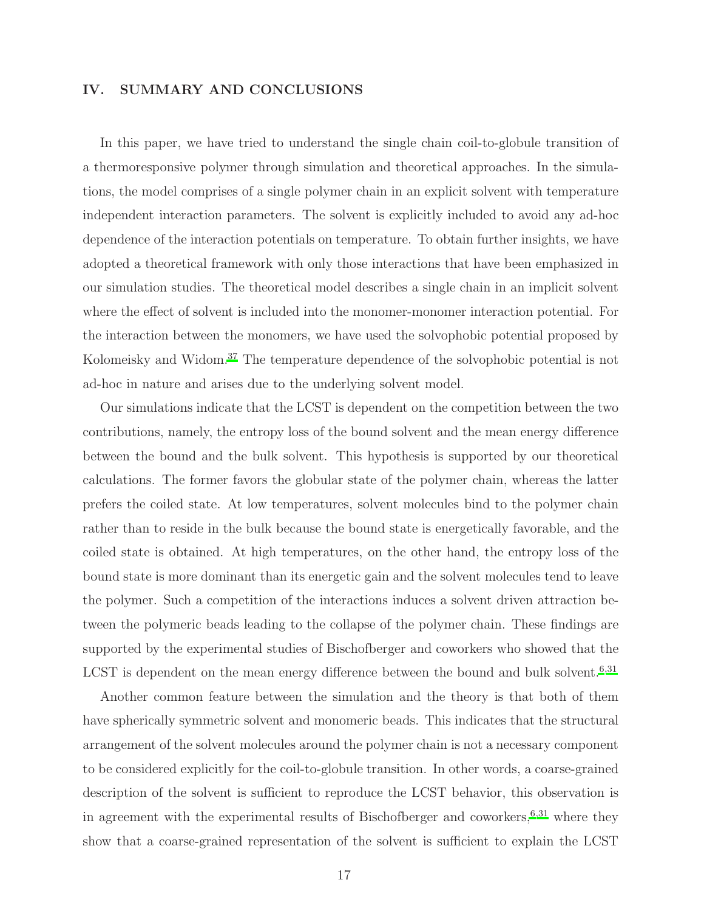## IV. SUMMARY AND CONCLUSIONS

In this paper, we have tried to understand the single chain coil-to-globule transition of a thermoresponsive polymer through simulation and theoretical approaches. In the simulations, the model comprises of a single polymer chain in an explicit solvent with temperature independent interaction parameters. The solvent is explicitly included to avoid any ad-hoc dependence of the interaction potentials on temperature. To obtain further insights, we have adopted a theoretical framework with only those interactions that have been emphasized in our simulation studies. The theoretical model describes a single chain in an implicit solvent where the effect of solvent is included into the monomer-monomer interaction potential. For the interaction between the monomers, we have used the solvophobic potential proposed by Kolomeisky and Widom.[37] The temperature dependence of the solvophobic potential is not ad-hoc in nature and arises due to the underlying solvent model.

Our simulations indicate that the LCST is dependent on the competition between the two contributions, namely, the entropy loss of the bound solvent and the mean energy difference between the bound and the bulk solvent. This hypothesis is supported by our theoretical calculations. The former favors the globular state of the polymer chain, whereas the latter prefers the coiled state. At low temperatures, solvent molecules bind to the polymer chain rather than to reside in the bulk because the bound state is energetically favorable, and the coiled state is obtained. At high temperatures, on the other hand, the entropy loss of the bound state is more dominant than its energetic gain and the solvent molecules tend to leave the polymer. Such a competition of the interactions induces a solvent driven attraction between the polymeric beads leading to the collapse of the polymer chain. These findings are supported by the experimental studies of Bischofberger and coworkers who showed that the LCST is dependent on the mean energy difference between the bound and bulk solvent.[6,31]

Another common feature between the simulation and the theory is that both of them have spherically symmetric solvent and monomeric beads. This indicates that the structural arrangement of the solvent molecules around the polymer chain is not a necessary component to be considered explicitly for the coil-to-globule transition. In other words, a coarse-grained description of the solvent is sufficient to reproduce the LCST behavior, this observation is in agreement with the experimental results of Bischofberger and coworkers,[6,31] where they show that a coarse-grained representation of the solvent is sufficient to explain the LCST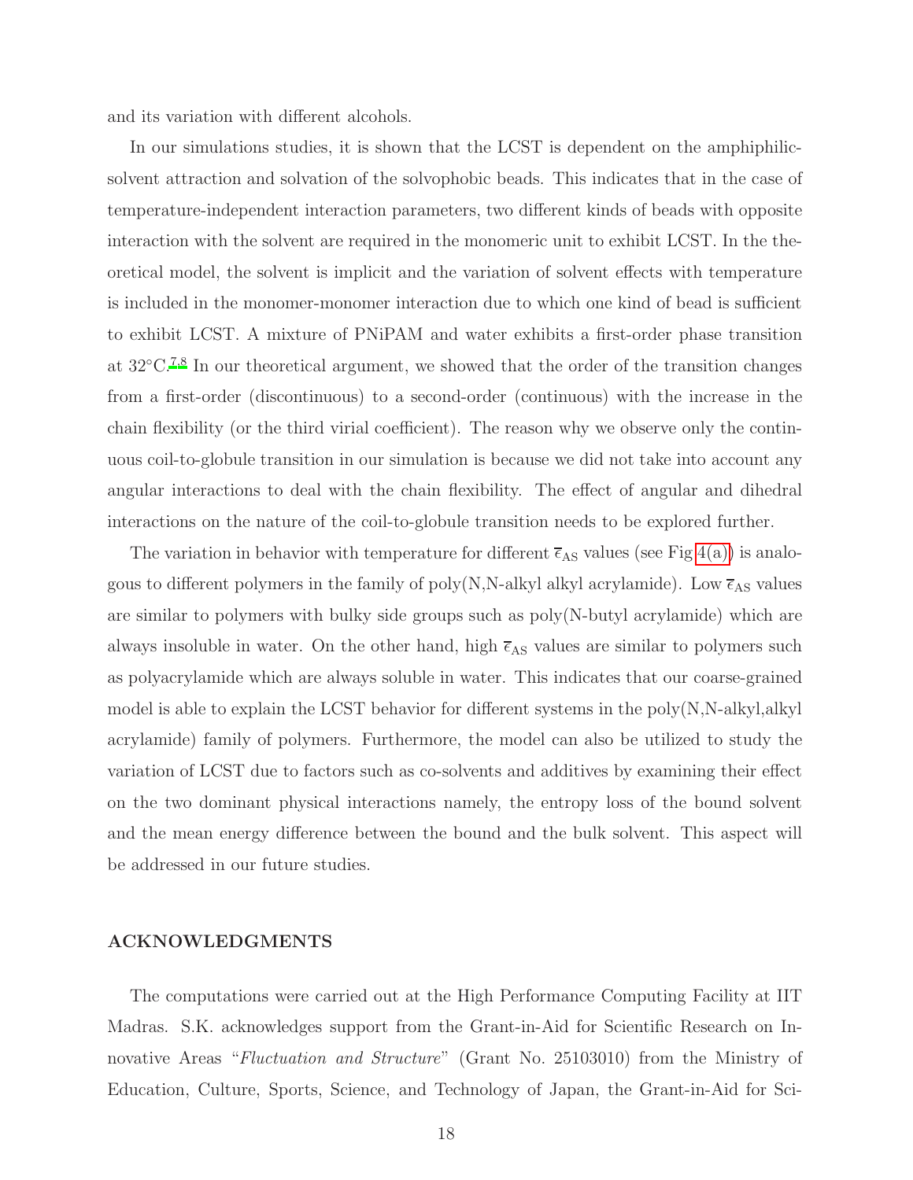and its variation with different alcohols.

In our simulations studies, it is shown that the LCST is dependent on the amphiphilic-solvent attraction and solvation of the solvophobic beads. This indicates that in the case of temperature-independent interaction parameters, two different kinds of beads with opposite interaction with the solvent are required in the monomeric unit to exhibit LCST. In the theoretical model, the solvent is implicit and the variation of solvent effects with temperature is included in the monomer-monomer interaction due to which one kind of bead is sufficient to exhibit LCST. A mixture of PNiPAM and water exhibits a first-order phase transition at 32°C.[7,8] In our theoretical argument, we showed that the order of the transition changes from a first-order (discontinuous) to a second-order (continuous) with the increase in the chain flexibility (or the third virial coefficient). The reason why we observe only the continuous coil-to-globule transition in our simulation is because we did not take into account any angular interactions to deal with the chain flexibility. The effect of angular and dihedral interactions on the nature of the coil-to-globule transition needs to be explored further.

The variation in behavior with temperature for different $\overline{\epsilon}_{\mathrm{AS}}$ values (see Fig 4(a)) is analogous to different polymers in the family of poly(N,N-alkyl alkyl acrylamide). Low $\overline{\epsilon}_{\mathrm{AS}}$ values are similar to polymers with bulky side groups such as poly(N-butyl acrylamide) which are always insoluble in water. On the other hand, high $\overline{\epsilon}_{\mathrm{AS}}$ values are similar to polymers such as polyacrylamide which are always soluble in water. This indicates that our coarse-grained model is able to explain the LCST behavior for different systems in the poly(N,N-alkyl,alkyl acrylamide) family of polymers. Furthermore, the model can also be utilized to study the variation of LCST due to factors such as co-solvents and additives by examining their effect on the two dominant physical interactions namely, the entropy loss of the bound solvent and the mean energy difference between the bound and the bulk solvent. This aspect will be addressed in our future studies.

## ACKNOWLEDGMENTS

The computations were carried out at the High Performance Computing Facility at IIT Madras. S.K. acknowledges support from the Grant-in-Aid for Scientific Research on Innovative Areas "*Fluctuation and Structure*" (Grant No. 25103010) from the Ministry of Education, Culture, Sports, Science, and Technology of Japan, the Grant-in-Aid for Sci-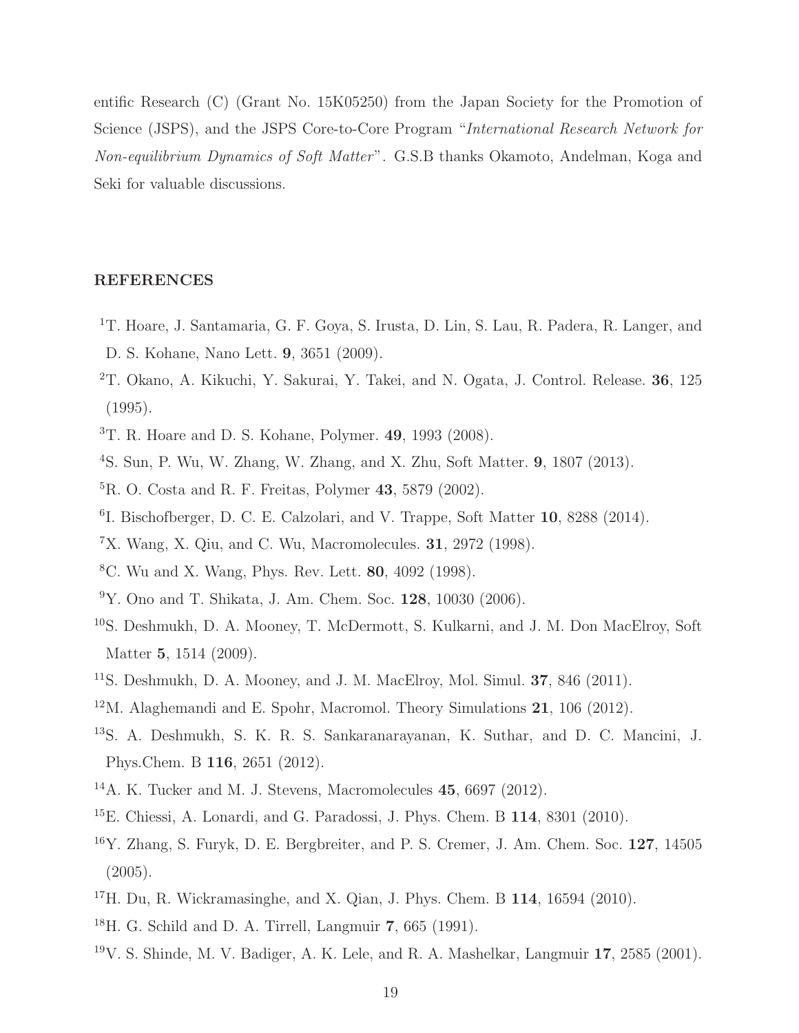entific Research (C) (Grant No. 15K05250) from the Japan Society for the Promotion of Science (JSPS), and the JSPS Core-to-Core Program "*International Research Network for Non-equilibrium Dynamics of Soft Matter*". G.S.B thanks Okamoto, Andelman, Koga and Seki for valuable discussions.

## REFERENCES

[1] T. Hoare, J. Santamaria, G. F. Goya, S. Irusta, D. Lin, S. Lau, R. Padera, R. Langer, and D. S. Kohane, Nano Lett. **9**, 3651 (2009).

[2] T. Okano, A. Kikuchi, Y. Sakurai, Y. Takei, and N. Ogata, J. Control. Release. **36**, 125 (1995).

[3] T. R. Hoare and D. S. Kohane, Polymer. **49**, 1993 (2008).

[4] S. Sun, P. Wu, W. Zhang, W. Zhang, and X. Zhu, Soft Matter. **9**, 1807 (2013).

[5] R. O. Costa and R. F. Freitas, Polymer **43**, 5879 (2002).

[6] I. Bischofberger, D. C. E. Calzolari, and V. Trappe, Soft Matter **10**, 8288 (2014).

[7] X. Wang, X. Qiu, and C. Wu, Macromolecules. **31**, 2972 (1998).

[8] C. Wu and X. Wang, Phys. Rev. Lett. **80**, 4092 (1998).

[9] Y. Ono and T. Shikata, J. Am. Chem. Soc. **128**, 10030 (2006).

[10] S. Deshmukh, D. A. Mooney, T. McDermott, S. Kulkarni, and J. M. Don MacElroy, Soft Matter **5**, 1514 (2009).

[11] S. Deshmukh, D. A. Mooney, and J. M. MacElroy, Mol. Simul. **37**, 846 (2011).

[12] M. Alaghemandi and E. Spohr, Macromol. Theory Simulations **21**, 106 (2012).

[13] S. A. Deshmukh, S. K. R. S. Sankaranarayanan, K. Suthar, and D. C. Mancini, J. Phys.Chem. B **116**, 2651 (2012).

[14] A. K. Tucker and M. J. Stevens, Macromolecules **45**, 6697 (2012).

[15] E. Chiessi, A. Lonardi, and G. Paradossi, J. Phys. Chem. B **114**, 8301 (2010).

[16] Y. Zhang, S. Furyk, D. E. Bergbreiter, and P. S. Cremer, J. Am. Chem. Soc. **127**, 14505 (2005).

[17] H. Du, R. Wickramasinghe, and X. Qian, J. Phys. Chem. B **114**, 16594 (2010).

[18] H. G. Schild and D. A. Tirrell, Langmuir **7**, 665 (1991).

[19] V. S. Shinde, M. V. Badiger, A. K. Lele, and R. A. Mashelkar, Langmuir **17**, 2585 (2001).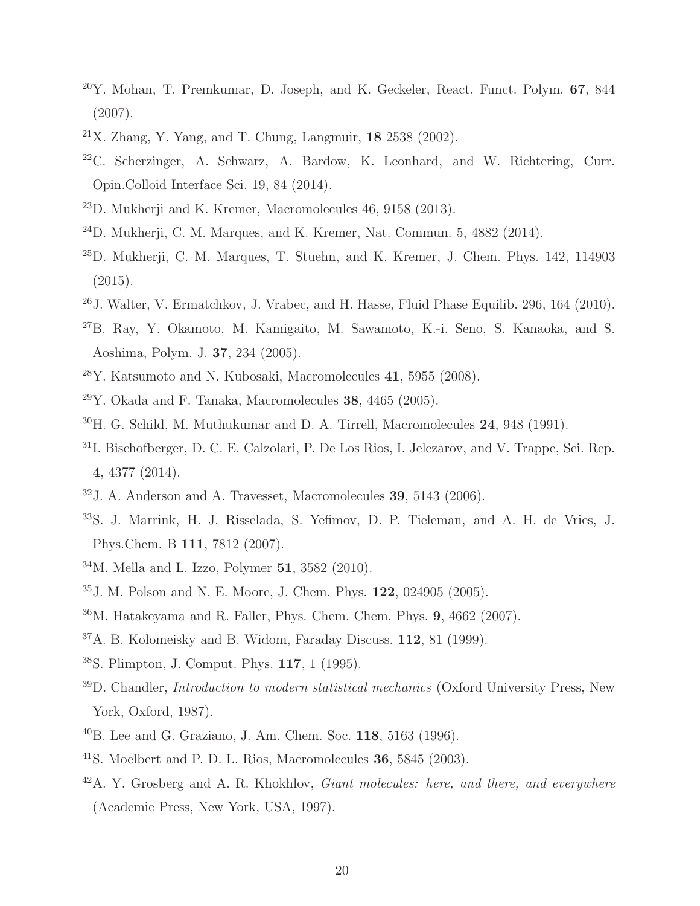[20]Y. Mohan, T. Premkumar, D. Joseph, and K. Geckeler, React. Funct. Polym. **67**, 844 (2007).

[21]X. Zhang, Y. Yang, and T. Chung, Langmuir, **18** 2538 (2002).

[22]C. Scherzinger, A. Schwarz, A. Bardow, K. Leonhard, and W. Richtering, Curr. Opin.Colloid Interface Sci. 19, 84 (2014).

[23]D. Mukherji and K. Kremer, Macromolecules 46, 9158 (2013).

[24]D. Mukherji, C. M. Marques, and K. Kremer, Nat. Commun. 5, 4882 (2014).

[25]D. Mukherji, C. M. Marques, T. Stuehn, and K. Kremer, J. Chem. Phys. 142, 114903 (2015).

[26]J. Walter, V. Ermatchkov, J. Vrabec, and H. Hasse, Fluid Phase Equilib. 296, 164 (2010).

[27]B. Ray, Y. Okamoto, M. Kamigaito, M. Sawamoto, K.-i. Seno, S. Kanaoka, and S. Aoshima, Polym. J. **37**, 234 (2005).

[28]Y. Katsumoto and N. Kubosaki, Macromolecules **41**, 5955 (2008).

[29]Y. Okada and F. Tanaka, Macromolecules **38**, 4465 (2005).

[30]H. G. Schild, M. Muthukumar and D. A. Tirrell, Macromolecules **24**, 948 (1991).

[31]I. Bischofberger, D. C. E. Calzolari, P. De Los Rios, I. Jelezarov, and V. Trappe, Sci. Rep. **4**, 4377 (2014).

[32]J. A. Anderson and A. Travesset, Macromolecules **39**, 5143 (2006).

[33]S. J. Marrink, H. J. Risselada, S. Yefimov, D. P. Tieleman, and A. H. de Vries, J. Phys.Chem. B **111**, 7812 (2007).

[34]M. Mella and L. Izzo, Polymer **51**, 3582 (2010).

[35]J. M. Polson and N. E. Moore, J. Chem. Phys. **122**, 024905 (2005).

[36]M. Hatakeyama and R. Faller, Phys. Chem. Chem. Phys. **9**, 4662 (2007).

[37]A. B. Kolomeisky and B. Widom, Faraday Discuss. **112**, 81 (1999).

[38]S. Plimpton, J. Comput. Phys. **117**, 1 (1995).

[39]D. Chandler, *Introduction to modern statistical mechanics* (Oxford University Press, New York, Oxford, 1987).

[40]B. Lee and G. Graziano, J. Am. Chem. Soc. **118**, 5163 (1996).

[41]S. Moelbert and P. D. L. Rios, Macromolecules **36**, 5845 (2003).

[42]A. Y. Grosberg and A. R. Khokhlov, *Giant molecules: here, and there, and everywhere* (Academic Press, New York, USA, 1997).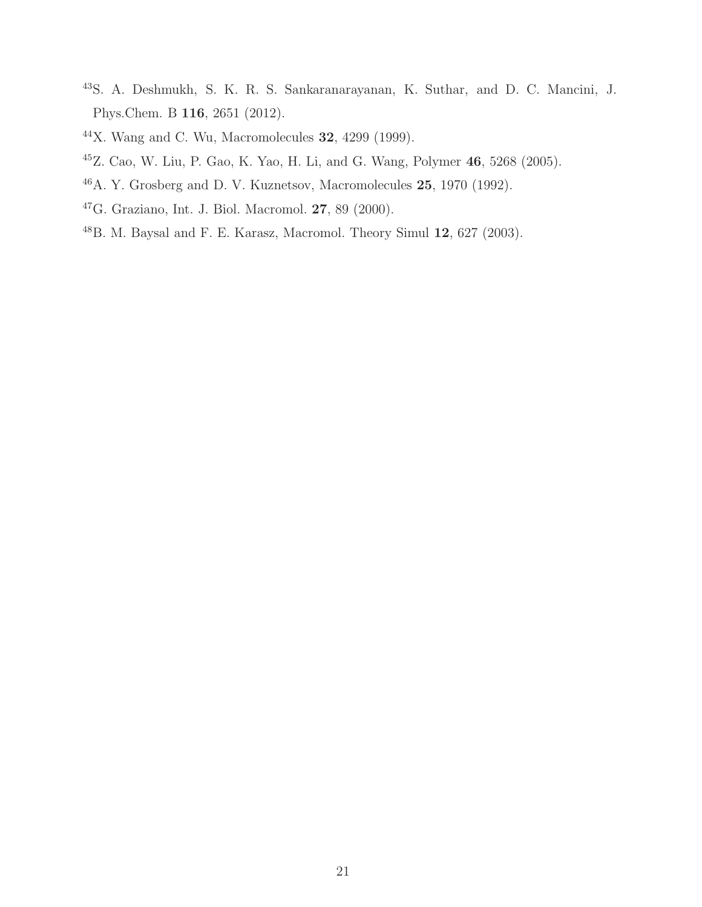[43] S. A. Deshmukh, S. K. R. S. Sankaranarayanan, K. Suthar, and D. C. Mancini, J. Phys.Chem. B **116**, 2651 (2012).

[44] X. Wang and C. Wu, Macromolecules **32**, 4299 (1999).

[45] Z. Cao, W. Liu, P. Gao, K. Yao, H. Li, and G. Wang, Polymer **46**, 5268 (2005).

[46] A. Y. Grosberg and D. V. Kuznetsov, Macromolecules **25**, 1970 (1992).

[47] G. Graziano, Int. J. Biol. Macromol. **27**, 89 (2000).

[48] B. M. Baysal and F. E. Karasz, Macromol. Theory Simul **12**, 627 (2003).